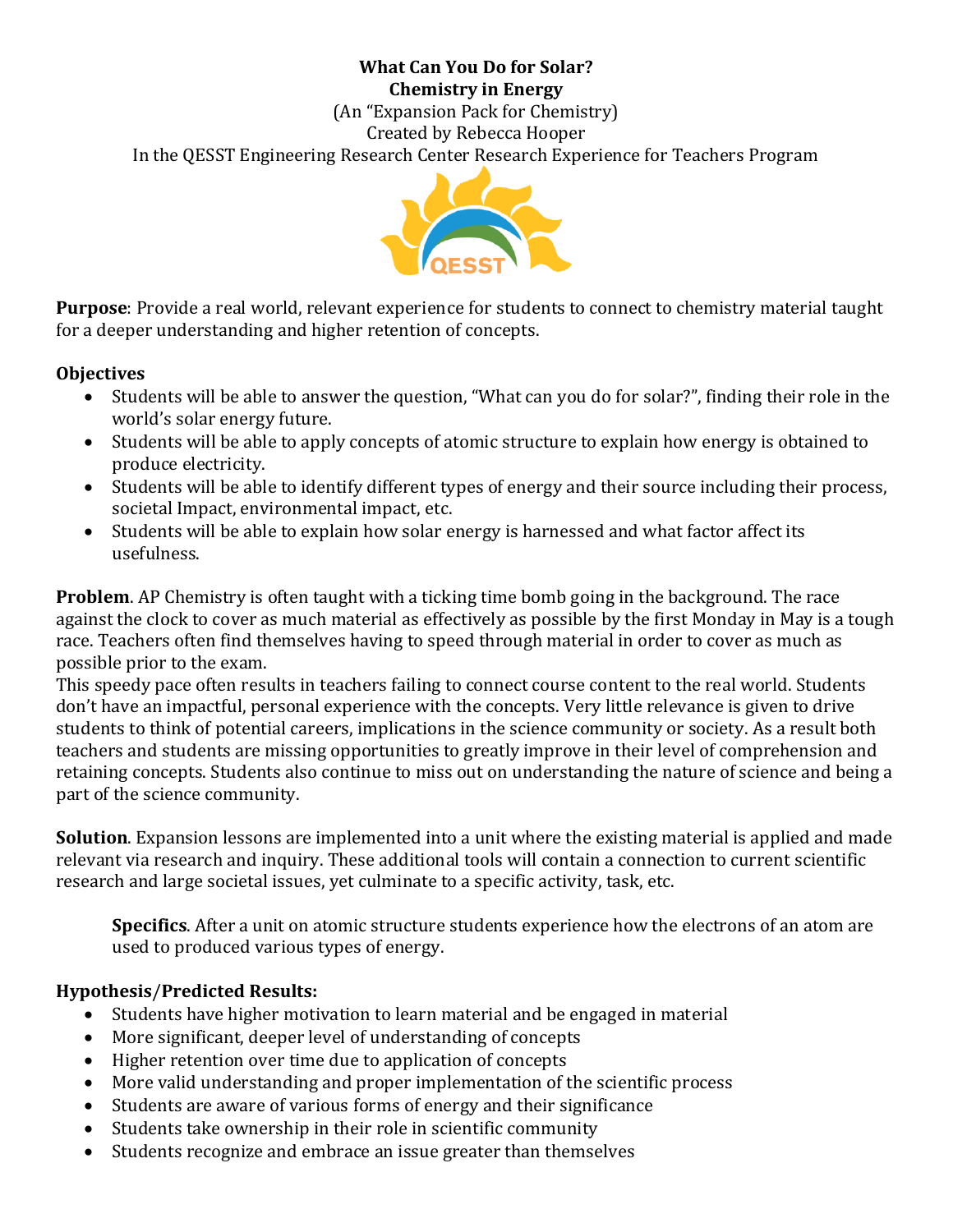**What Can You Do for Solar?**
**Chemistry in Energy**
(An "Expansion Pack for Chemistry)
Created by Rebecca Hooper
In the QESST Engineering Research Center Research Experience for Teachers Program

**Purpose**: Provide a real world, relevant experience for students to connect to chemistry material taught for a deeper understanding and higher retention of concepts.

**Objectives**

- Students will be able to answer the question, "What can you do for solar?", finding their role in the world's solar energy future.
- Students will be able to apply concepts of atomic structure to explain how energy is obtained to produce electricity.
- Students will be able to identify different types of energy and their source including their process, societal Impact, environmental impact, etc.
- Students will be able to explain how solar energy is harnessed and what factor affect its usefulness.

**Problem**. AP Chemistry is often taught with a ticking time bomb going in the background. The race against the clock to cover as much material as effectively as possible by the first Monday in May is a tough race. Teachers often find themselves having to speed through material in order to cover as much as possible prior to the exam.
This speedy pace often results in teachers failing to connect course content to the real world. Students don't have an impactful, personal experience with the concepts. Very little relevance is given to drive students to think of potential careers, implications in the science community or society. As a result both teachers and students are missing opportunities to greatly improve in their level of comprehension and retaining concepts. Students also continue to miss out on understanding the nature of science and being a part of the science community.

**Solution**. Expansion lessons are implemented into a unit where the existing material is applied and made relevant via research and inquiry. These additional tools will contain a connection to current scientific research and large societal issues, yet culminate to a specific activity, task, etc.

**Specifics**. After a unit on atomic structure students experience how the electrons of an atom are used to produced various types of energy.

**Hypothesis/Predicted Results:**

- Students have higher motivation to learn material and be engaged in material
- More significant, deeper level of understanding of concepts
- Higher retention over time due to application of concepts
- More valid understanding and proper implementation of the scientific process
- Students are aware of various forms of energy and their significance
- Students take ownership in their role in scientific community
- Students recognize and embrace an issue greater than themselves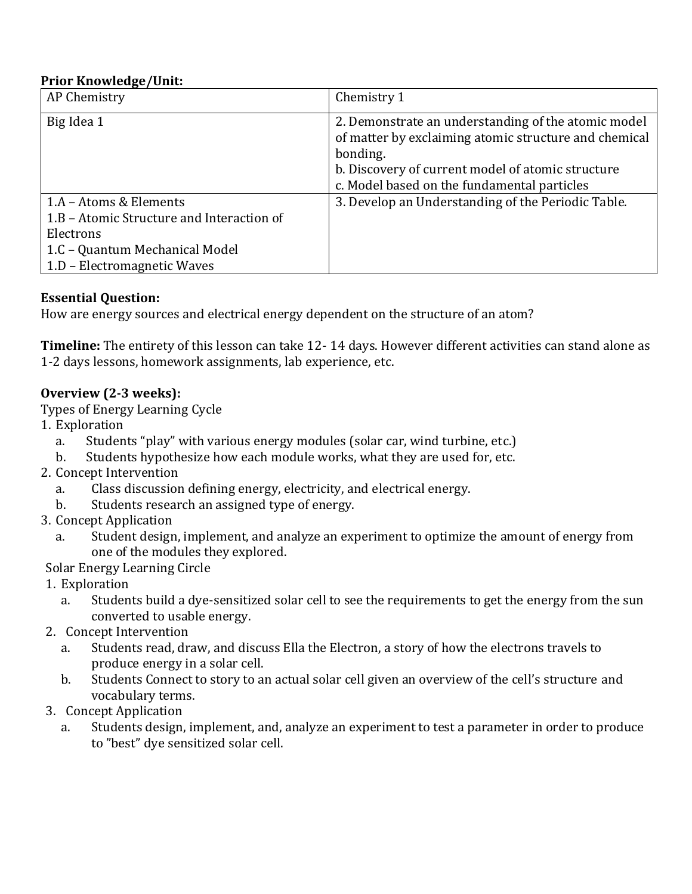**Prior Knowledge/Unit:**

| AP Chemistry | Chemistry 1 |
|---|---|
| Big Idea 1 | 2. Demonstrate an understanding of the atomic model of matter by exclaiming atomic structure and chemical bonding.<br>b. Discovery of current model of atomic structure<br>c. Model based on the fundamental particles |
| 1.A – Atoms & Elements<br>1.B – Atomic Structure and Interaction of Electrons<br>1.C – Quantum Mechanical Model<br>1.D – Electromagnetic Waves | 3. Develop an Understanding of the Periodic Table. |

**Essential Question:**
How are energy sources and electrical energy dependent on the structure of an atom?

**Timeline:** The entirety of this lesson can take 12- 14 days. However different activities can stand alone as 1-2 days lessons, homework assignments, lab experience, etc.

**Overview (2-3 weeks):**
Types of Energy Learning Cycle

1. Exploration
   a. Students "play" with various energy modules (solar car, wind turbine, etc.)
   b. Students hypothesize how each module works, what they are used for, etc.
2. Concept Intervention
   a. Class discussion defining energy, electricity, and electrical energy.
   b. Students research an assigned type of energy.
3. Concept Application
   a. Student design, implement, and analyze an experiment to optimize the amount of energy from one of the modules they explored.

Solar Energy Learning Circle

1. Exploration
   a. Students build a dye-sensitized solar cell to see the requirements to get the energy from the sun converted to usable energy.
2. Concept Intervention
   a. Students read, draw, and discuss Ella the Electron, a story of how the electrons travels to produce energy in a solar cell.
   b. Students Connect to story to an actual solar cell given an overview of the cell's structure and vocabulary terms.
3. Concept Application
   a. Students design, implement, and, analyze an experiment to test a parameter in order to produce to "best" dye sensitized solar cell.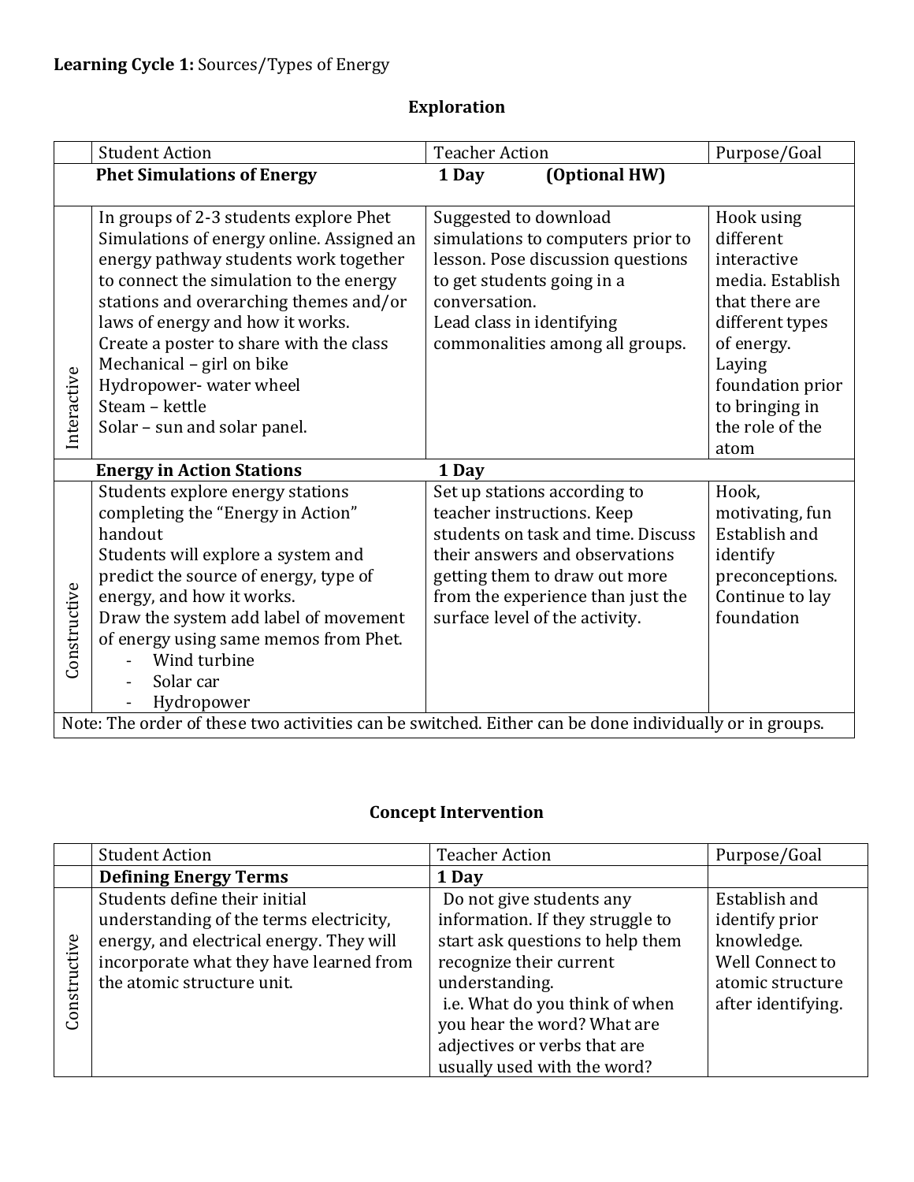**Learning Cycle 1:** Sources/Types of Energy

## Exploration

| | Student Action | Teacher Action | Purpose/Goal |
|---|---|---|---|
| | **Phet Simulations of Energy** | **1 Day (Optional HW)** | |
| Interactive | In groups of 2-3 students explore Phet Simulations of energy online. Assigned an energy pathway students work together to connect the simulation to the energy stations and overarching themes and/or laws of energy and how it works.<br>Create a poster to share with the class<br>Mechanical – girl on bike<br>Hydropower- water wheel<br>Steam – kettle<br>Solar – sun and solar panel. | Suggested to download simulations to computers prior to lesson. Pose discussion questions to get students going in a conversation.<br>Lead class in identifying commonalities among all groups. | Hook using different interactive media. Establish that there are different types of energy. Laying foundation prior to bringing in the role of the atom |
| | **Energy in Action Stations** | **1 Day** | |
| Constructive | Students explore energy stations completing the "Energy in Action" handout<br>Students will explore a system and predict the source of energy, type of energy, and how it works.<br>Draw the system add label of movement of energy using same memos from Phet.<br>- Wind turbine<br>- Solar car<br>- Hydropower | Set up stations according to teacher instructions. Keep students on task and time. Discuss their answers and observations getting them to draw out more from the experience than just the surface level of the activity. | Hook, motivating, fun<br>Establish and identify preconceptions.<br>Continue to lay foundation |
| Note: The order of these two activities can be switched. Either can be done individually or in groups. | | | |

## Concept Intervention

| | Student Action | Teacher Action | Purpose/Goal |
|---|---|---|---|
| | **Defining Energy Terms** | **1 Day** | |
| Constructive | Students define their initial understanding of the terms electricity, energy, and electrical energy. They will incorporate what they have learned from the atomic structure unit. | Do not give students any information. If they struggle to start ask questions to help them recognize their current understanding.<br>i.e. What do you think of when you hear the word? What are adjectives or verbs that are usually used with the word? | Establish and identify prior knowledge.<br>Well Connect to atomic structure after identifying. |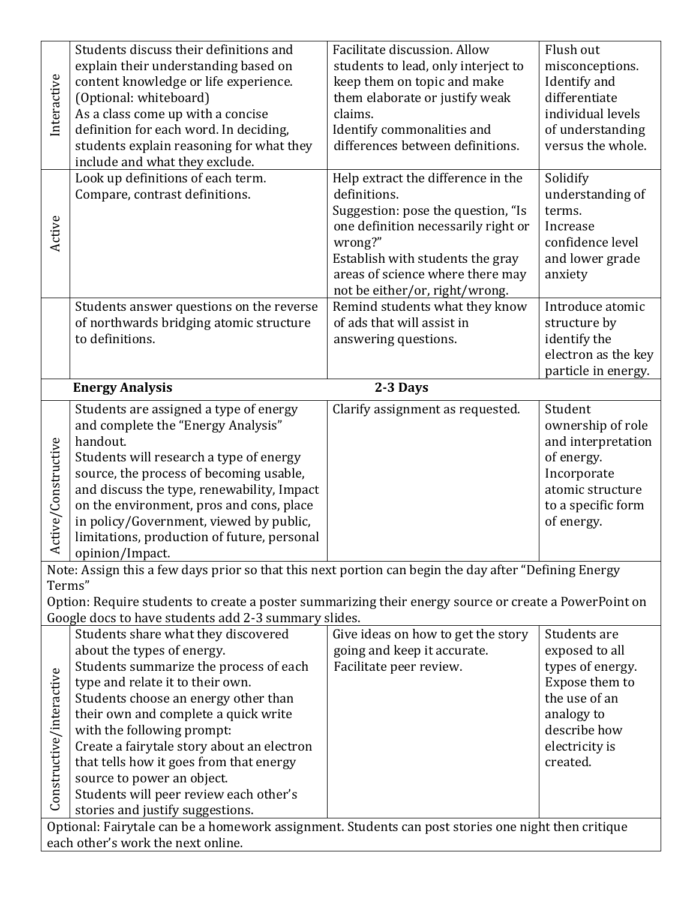| | | | |
|---|---|---|---|
| Interactive | Students discuss their definitions and explain their understanding based on content knowledge or life experience. (Optional: whiteboard)<br>As a class come up with a concise definition for each word. In deciding, students explain reasoning for what they include and what they exclude. | Facilitate discussion. Allow students to lead, only interject to keep them on topic and make them elaborate or justify weak claims.<br>Identify commonalities and differences between definitions. | Flush out misconceptions. Identify and differentiate individual levels of understanding versus the whole. |
| Active | Look up definitions of each term. Compare, contrast definitions. | Help extract the difference in the definitions.<br>Suggestion: pose the question, "Is one definition necessarily right or wrong?"<br>Establish with students the gray areas of science where there may not be either/or, right/wrong. | Solidify understanding of terms.<br>Increase confidence level and lower grade anxiety |
| | Students answer questions on the reverse of northwards bridging atomic structure to definitions. | Remind students what they know of ads that will assist in answering questions. | Introduce atomic structure by identify the electron as the key particle in energy. |
| | **Energy Analysis** | **2-3 Days** | |
| Active/Constructive | Students are assigned a type of energy and complete the "Energy Analysis" handout.<br>Students will research a type of energy source, the process of becoming usable, and discuss the type, renewability, Impact on the environment, pros and cons, place in policy/Government, viewed by public, limitations, production of future, personal opinion/Impact. | Clarify assignment as requested. | Student ownership of role and interpretation of energy.<br>Incorporate atomic structure to a specific form of energy. |
| Note: Assign this a few days prior so that this next portion can begin the day after "Defining Energy Terms"<br>Option: Require students to create a poster summarizing their energy source or create a PowerPoint on Google docs to have students add 2-3 summary slides. | | | |
| Constructive/interactive | Students share what they discovered about the types of energy.<br>Students summarize the process of each type and relate it to their own.<br>Students choose an energy other than their own and complete a quick write with the following prompt:<br>Create a fairytale story about an electron that tells how it goes from that energy source to power an object.<br>Students will peer review each other's stories and justify suggestions. | Give ideas on how to get the story going and keep it accurate.<br>Facilitate peer review. | Students are exposed to all types of energy.<br>Expose them to the use of an analogy to describe how electricity is created. |
| Optional: Fairytale can be a homework assignment. Students can post stories one night then critique each other's work the next online. | | | |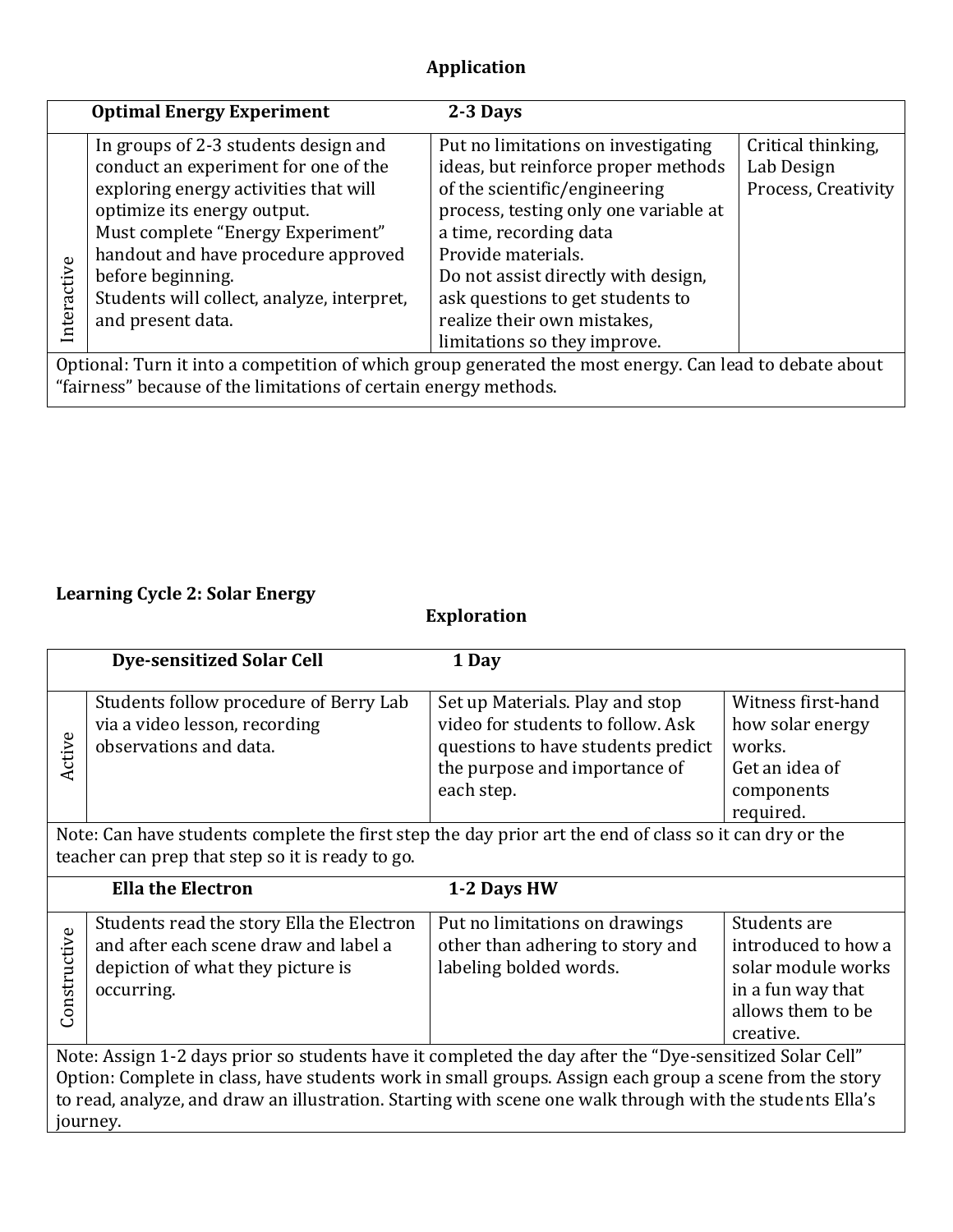## Application

| | Optimal Energy Experiment | 2-3 Days | |
|---|---|---|---|
| Interactive | In groups of 2-3 students design and conduct an experiment for one of the exploring energy activities that will optimize its energy output.<br>Must complete "Energy Experiment" handout and have procedure approved before beginning.<br>Students will collect, analyze, interpret, and present data. | Put no limitations on investigating ideas, but reinforce proper methods of the scientific/engineering process, testing only one variable at a time, recording data<br>Provide materials.<br>Do not assist directly with design, ask questions to get students to realize their own mistakes, limitations so they improve. | Critical thinking, Lab Design Process, Creativity |
| Optional: Turn it into a competition of which group generated the most energy. Can lead to debate about "fairness" because of the limitations of certain energy methods. | | | |

**Learning Cycle 2: Solar Energy**

## Exploration

| | Dye-sensitized Solar Cell | 1 Day | |
|---|---|---|---|
| Active | Students follow procedure of Berry Lab via a video lesson, recording observations and data. | Set up Materials. Play and stop video for students to follow. Ask questions to have students predict the purpose and importance of each step. | Witness first-hand how solar energy works.<br>Get an idea of components required. |
| Note: Can have students complete the first step the day prior art the end of class so it can dry or the teacher can prep that step so it is ready to go. | | | |
| | **Ella the Electron** | **1-2 Days HW** | |
| Constructive | Students read the story Ella the Electron and after each scene draw and label a depiction of what they picture is occurring. | Put no limitations on drawings other than adhering to story and labeling bolded words. | Students are introduced to how a solar module works in a fun way that allows them to be creative. |
| Note: Assign 1-2 days prior so students have it completed the day after the "Dye-sensitized Solar Cell"<br>Option: Complete in class, have students work in small groups. Assign each group a scene from the story to read, analyze, and draw an illustration. Starting with scene one walk through with the students Ella's journey. | | | |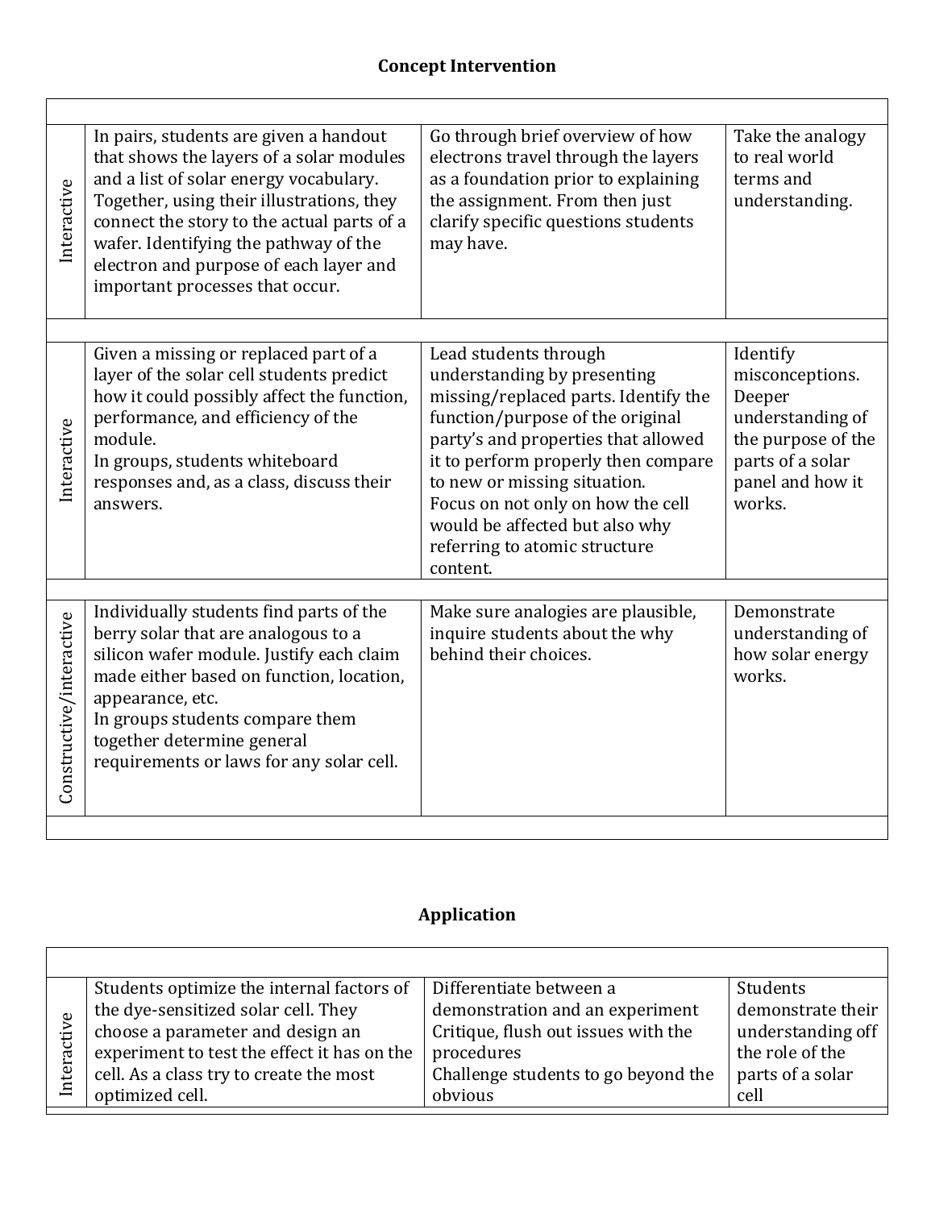## Concept Intervention

| | | | |
|---|---|---|---|
| Interactive | In pairs, students are given a handout that shows the layers of a solar modules and a list of solar energy vocabulary. Together, using their illustrations, they connect the story to the actual parts of a wafer. Identifying the pathway of the electron and purpose of each layer and important processes that occur. | Go through brief overview of how electrons travel through the layers as a foundation prior to explaining the assignment. From then just clarify specific questions students may have. | Take the analogy to real world terms and understanding. |
| Interactive | Given a missing or replaced part of a layer of the solar cell students predict how it could possibly affect the function, performance, and efficiency of the module.<br>In groups, students whiteboard responses and, as a class, discuss their answers. | Lead students through understanding by presenting missing/replaced parts. Identify the function/purpose of the original party's and properties that allowed it to perform properly then compare to new or missing situation.<br>Focus on not only on how the cell would be affected but also why referring to atomic structure content. | Identify misconceptions. Deeper understanding of the purpose of the parts of a solar panel and how it works. |
| Constructive/interactive | Individually students find parts of the berry solar that are analogous to a silicon wafer module. Justify each claim made either based on function, location, appearance, etc.<br>In groups students compare them together determine general requirements or laws for any solar cell. | Make sure analogies are plausible, inquire students about the why behind their choices. | Demonstrate understanding of how solar energy works. |

## Application

| | | | |
|---|---|---|---|
| Interactive | Students optimize the internal factors of the dye-sensitized solar cell. They choose a parameter and design an experiment to test the effect it has on the cell. As a class try to create the most optimized cell. | Differentiate between a demonstration and an experiment<br>Critique, flush out issues with the procedures<br>Challenge students to go beyond the obvious | Students demonstrate their understanding off the role of the parts of a solar cell |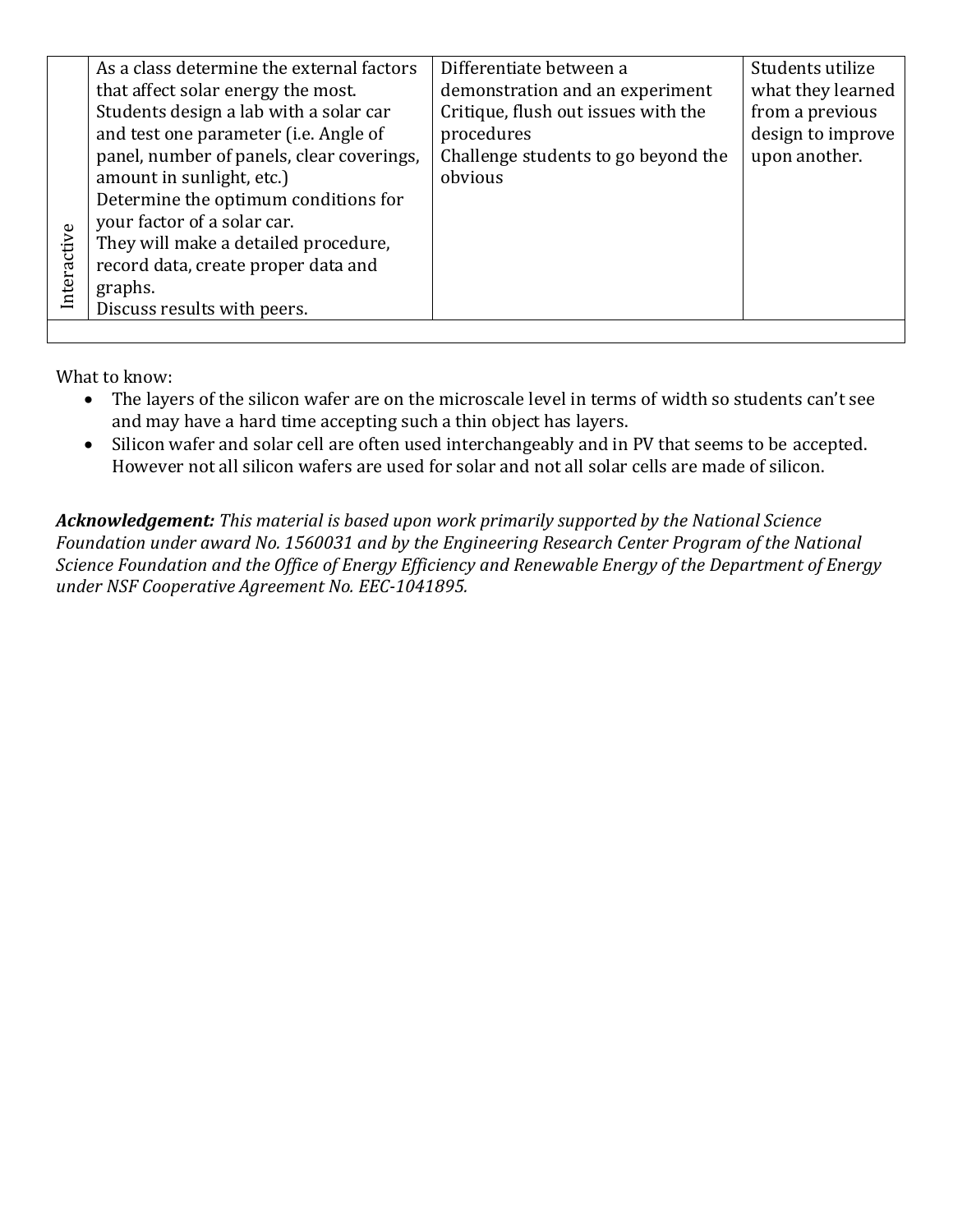| | | | |
|---|---|---|---|
| Interactive | As a class determine the external factors that affect solar energy the most.<br>Students design a lab with a solar car and test one parameter (i.e. Angle of panel, number of panels, clear coverings, amount in sunlight, etc.)<br>Determine the optimum conditions for your factor of a solar car.<br>They will make a detailed procedure, record data, create proper data and graphs.<br>Discuss results with peers. | Differentiate between a demonstration and an experiment<br>Critique, flush out issues with the procedures<br>Challenge students to go beyond the obvious | Students utilize what they learned from a previous design to improve upon another. |
| | | | |

What to know:

- The layers of the silicon wafer are on the microscale level in terms of width so students can't see and may have a hard time accepting such a thin object has layers.
- Silicon wafer and solar cell are often used interchangeably and in PV that seems to be accepted. However not all silicon wafers are used for solar and not all solar cells are made of silicon.

***Acknowledgement:*** *This material is based upon work primarily supported by the National Science Foundation under award No. 1560031 and by the Engineering Research Center Program of the National Science Foundation and the Office of Energy Efficiency and Renewable Energy of the Department of Energy under NSF Cooperative Agreement No. EEC-1041895.*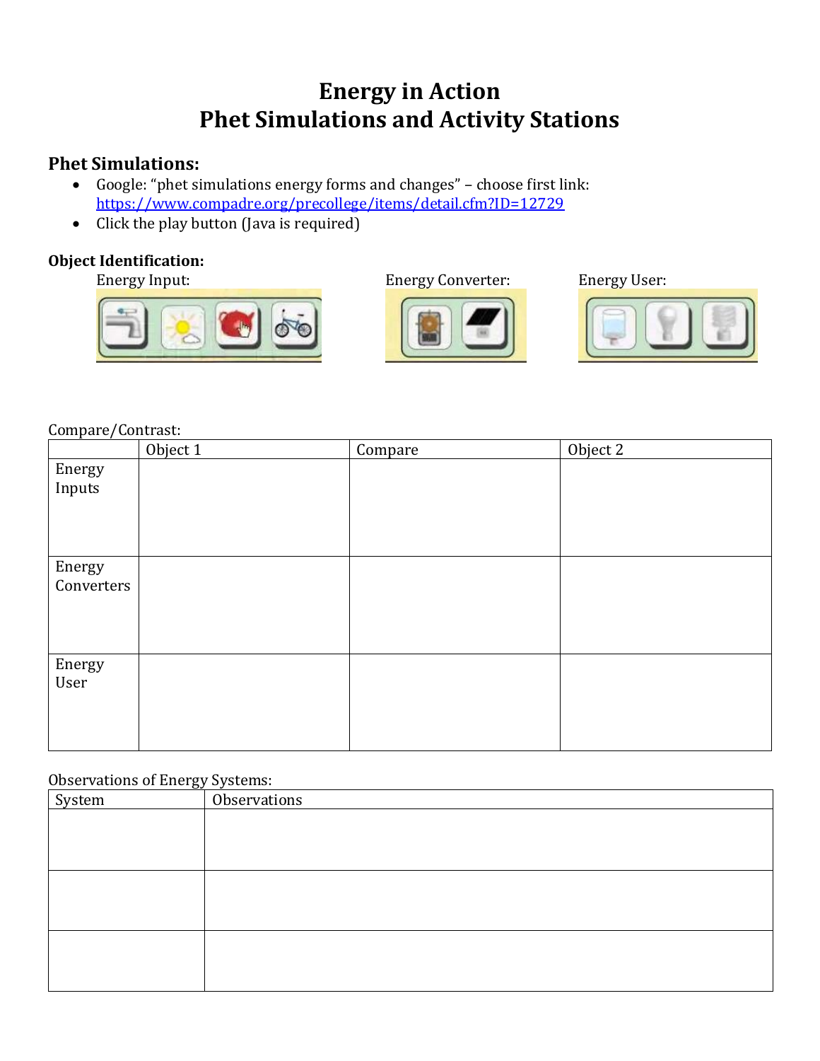# Energy in Action
# Phet Simulations and Activity Stations

## Phet Simulations:

- Google: "phet simulations energy forms and changes" – choose first link: https://www.compadre.org/precollege/items/detail.cfm?ID=12729
- Click the play button (Java is required)

**Object Identification:**

Energy Input:

Energy Converter:

Energy User:

Compare/Contrast:

| | Object 1 | Compare | Object 2 |
|---|---|---|---|
| Energy Inputs | | | |
| Energy Converters | | | |
| Energy User | | | |

Observations of Energy Systems:

| System | Observations |
|---|---|
| | |
| | |
| | |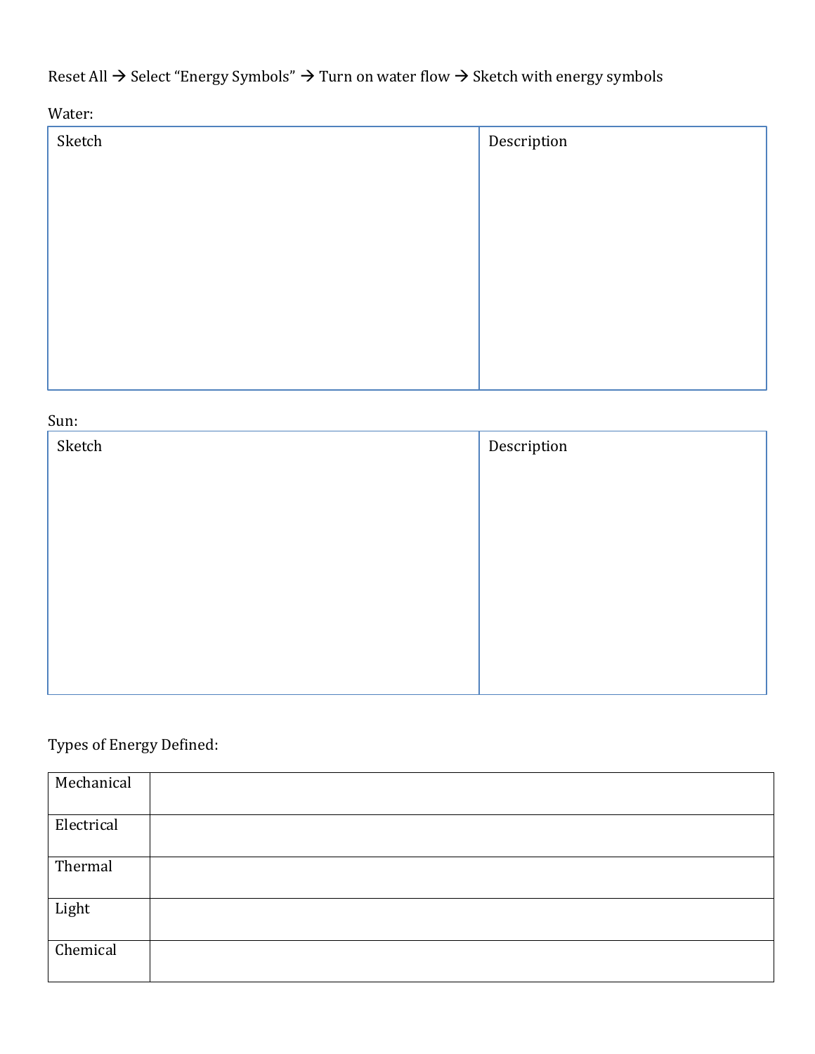Reset All → Select "Energy Symbols" → Turn on water flow → Sketch with energy symbols

Water:

| Sketch | Description |
|---|---|
| | |

Sun:

| Sketch | Description |
|---|---|
| | |

Types of Energy Defined:

| | |
|---|---|
| Mechanical | |
| Electrical | |
| Thermal | |
| Light | |
| Chemical | |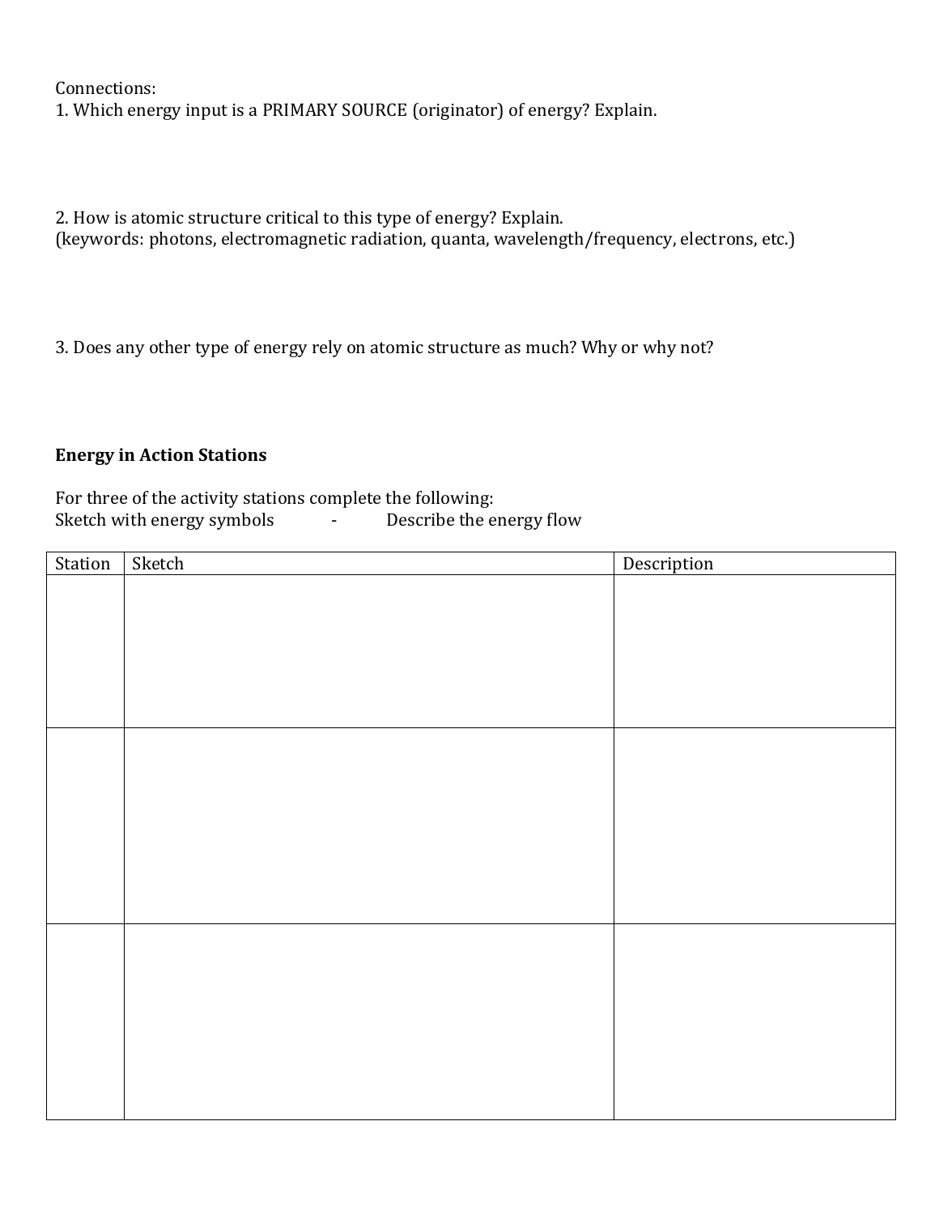Connections:

1. Which energy input is a PRIMARY SOURCE (originator) of energy? Explain.

2. How is atomic structure critical to this type of energy? Explain.
(keywords: photons, electromagnetic radiation, quanta, wavelength/frequency, electrons, etc.)

3. Does any other type of energy rely on atomic structure as much? Why or why not?

**Energy in Action Stations**

For three of the activity stations complete the following:
Sketch with energy symbols - Describe the energy flow

| Station | Sketch | Description |
|---|---|---|
| | | |
| | | |
| | | |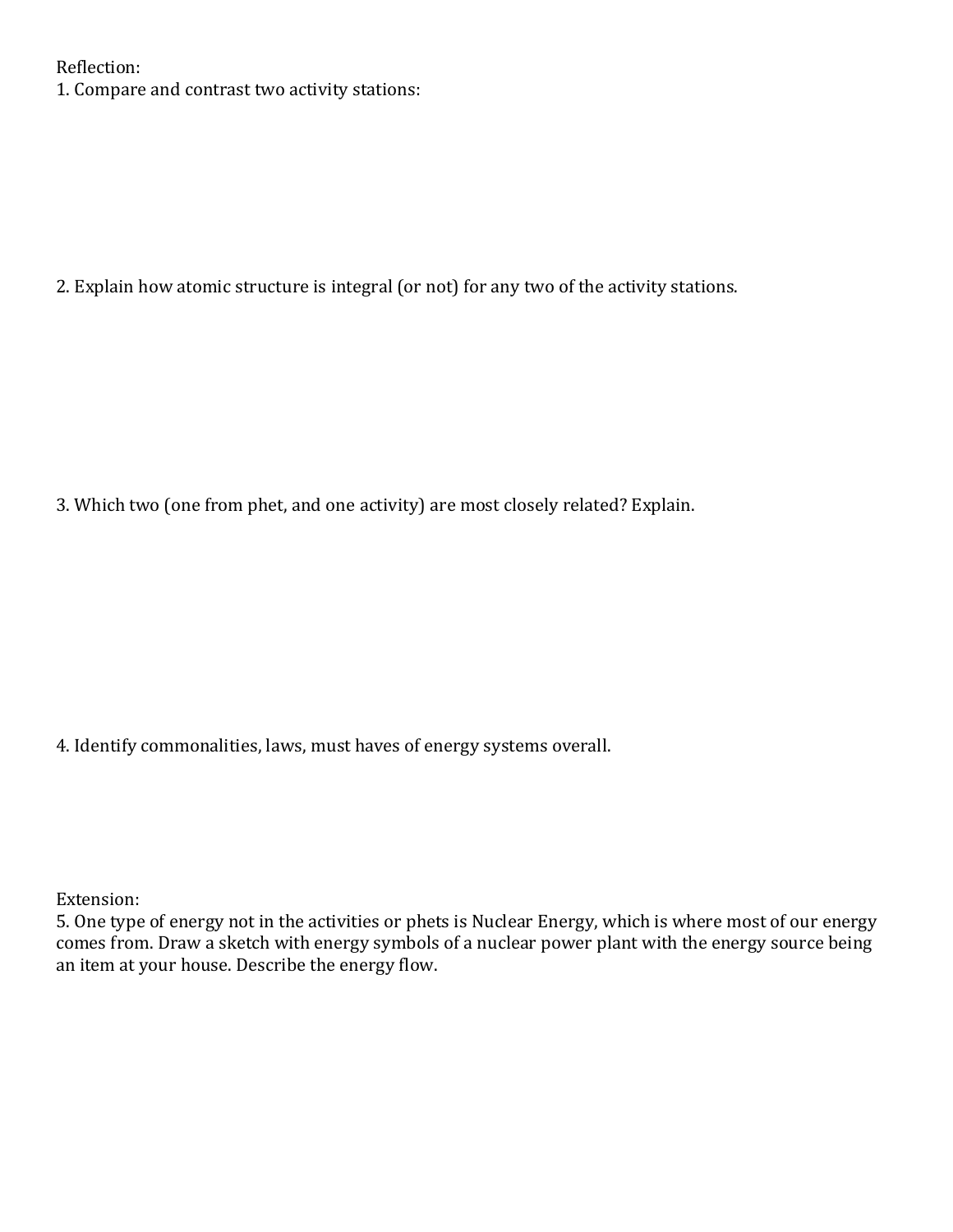Reflection:

1. Compare and contrast two activity stations:

2. Explain how atomic structure is integral (or not) for any two of the activity stations.

3. Which two (one from phet, and one activity) are most closely related? Explain.

4. Identify commonalities, laws, must haves of energy systems overall.

Extension:

5. One type of energy not in the activities or phets is Nuclear Energy, which is where most of our energy comes from. Draw a sketch with energy symbols of a nuclear power plant with the energy source being an item at your house. Describe the energy flow.